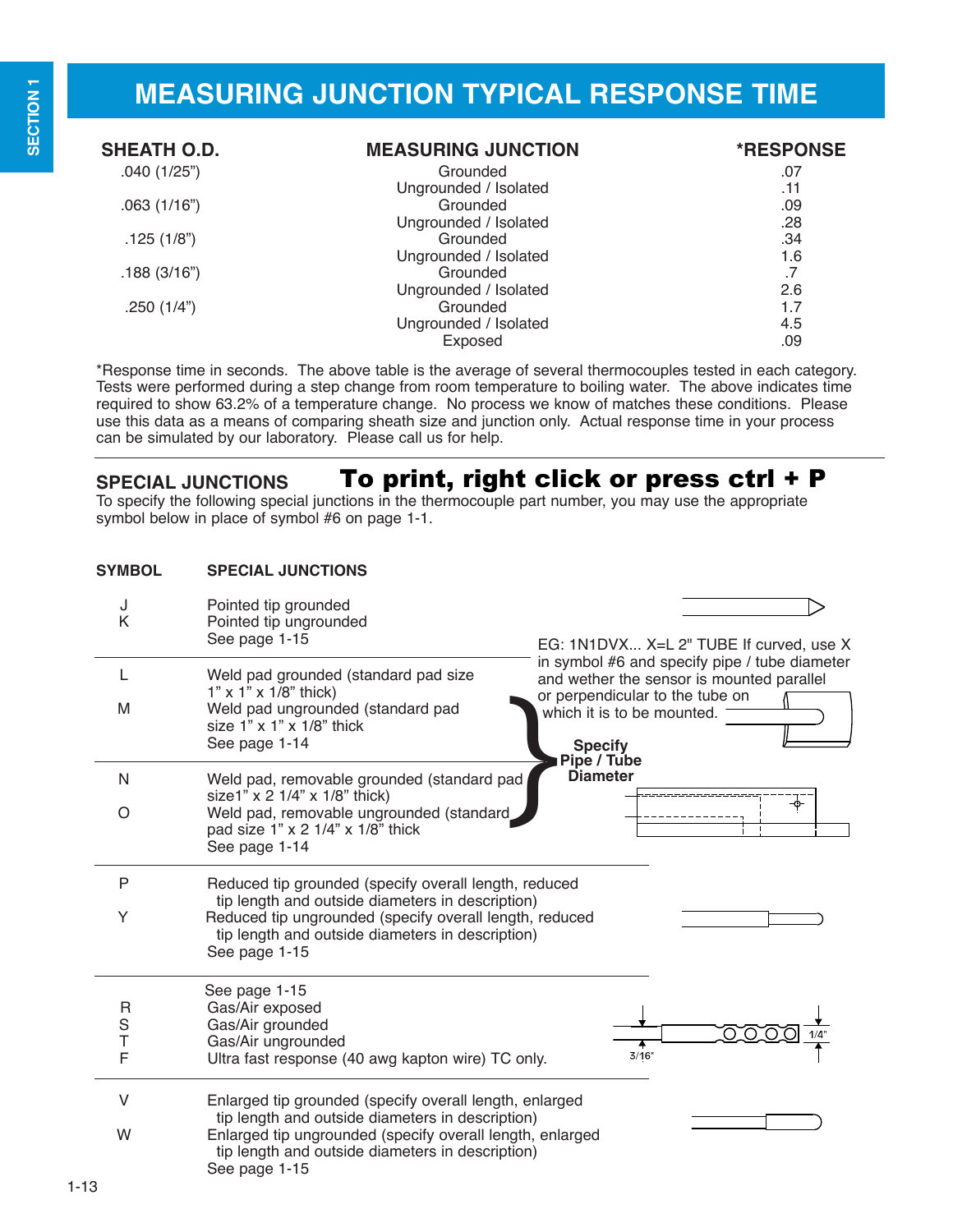# MEASURING JUNCTION TYPICAL RESPONSE TIME

| SHEATH O.D. | MEASURING JUNCTION | *RESPONSE |
|---|---|---|
| .040 (1/25") | Grounded | .07 |
| | Ungrounded / Isolated | .11 |
| .063 (1/16") | Grounded | .09 |
| | Ungrounded / Isolated | .28 |
| .125 (1/8") | Grounded | .34 |
| | Ungrounded / Isolated | 1.6 |
| .188 (3/16") | Grounded | .7 |
| | Ungrounded / Isolated | 2.6 |
| .250 (1/4") | Grounded | 1.7 |
| | Ungrounded / Isolated | 4.5 |
| | Exposed | .09 |

*Response time in seconds. The above table is the average of several thermocouples tested in each category. Tests were performed during a step change from room temperature to boiling water. The above indicates time required to show 63.2% of a temperature change. No process we know of matches these conditions. Please use this data as a means of comparing sheath size and junction only. Actual response time in your process can be simulated by our laboratory. Please call us for help.

## SPECIAL JUNCTIONS

**To print, right click or press ctrl + P**

To specify the following special junctions in the thermocouple part number, you may use the appropriate symbol below in place of symbol #6 on page 1-1.

| SYMBOL | SPECIAL JUNCTIONS |
|---|---|
| J | Pointed tip grounded |
| K | Pointed tip ungrounded |
| | See page 1-15 |
| L | Weld pad grounded (standard pad size 1" x 1" x 1/8" thick) |
| M | Weld pad ungrounded (standard pad size 1" x 1" x 1/8" thick |
| | See page 1-14 |
| N | Weld pad, removable grounded (standard pad size1" x 2 1/4" x 1/8" thick) |
| O | Weld pad, removable ungrounded (standard pad size 1" x 2 1/4" x 1/8" thick |
| | See page 1-14 |
| P | Reduced tip grounded (specify overall length, reduced tip length and outside diameters in description) |
| Y | Reduced tip ungrounded (specify overall length, reduced tip length and outside diameters in description) |
| | See page 1-15 |
| | See page 1-15 |
| R | Gas/Air exposed |
| S | Gas/Air grounded |
| T | Gas/Air ungrounded |
| F | Ultra fast response (40 awg kapton wire) TC only. |
| V | Enlarged tip grounded (specify overall length, enlarged tip length and outside diameters in description) |
| W | Enlarged tip ungrounded (specify overall length, enlarged tip length and outside diameters in description) |
| | See page 1-15 |

EG: 1N1DVX... X=L 2" TUBE If curved, use X in symbol #6 and specify pipe / tube diameter and wether the sensor is mounted parallel or perpendicular to the tube on which it is to be mounted.

**Specify Pipe / Tube Diameter**

3/16"

1/4"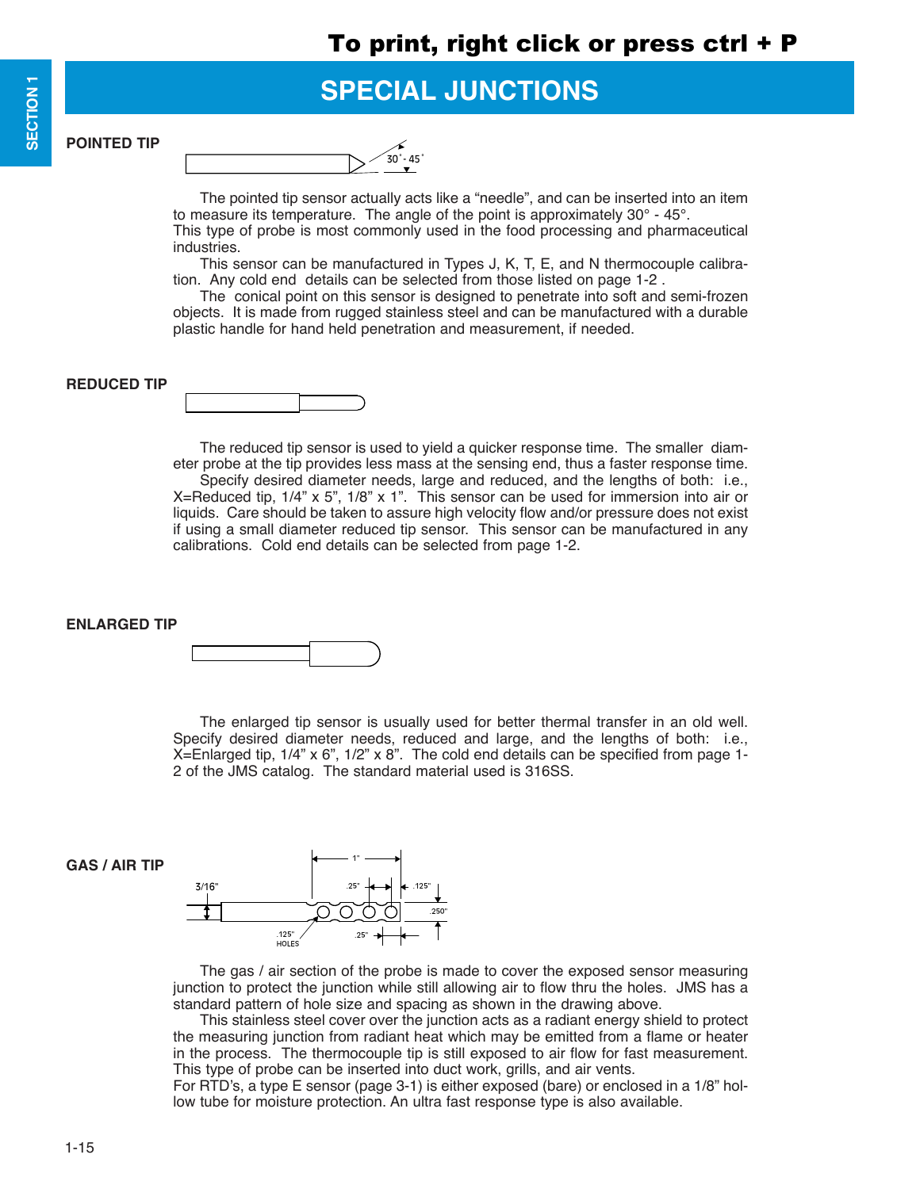# SPECIAL JUNCTIONS

## POINTED TIP

The pointed tip sensor actually acts like a “needle”, and can be inserted into an item to measure its temperature. The angle of the point is approximately 30° - 45°. This type of probe is most commonly used in the food processing and pharmaceutical industries.

This sensor can be manufactured in Types J, K, T, E, and N thermocouple calibration. Any cold end details can be selected from those listed on page 1-2 .

The conical point on this sensor is designed to penetrate into soft and semi-frozen objects. It is made from rugged stainless steel and can be manufactured with a durable plastic handle for hand held penetration and measurement, if needed.

## REDUCED TIP

The reduced tip sensor is used to yield a quicker response time. The smaller diameter probe at the tip provides less mass at the sensing end, thus a faster response time.

Specify desired diameter needs, large and reduced, and the lengths of both: i.e., X=Reduced tip, 1/4” x 5”, 1/8” x 1”. This sensor can be used for immersion into air or liquids. Care should be taken to assure high velocity flow and/or pressure does not exist if using a small diameter reduced tip sensor. This sensor can be manufactured in any calibrations. Cold end details can be selected from page 1-2.

## ENLARGED TIP

The enlarged tip sensor is usually used for better thermal transfer in an old well. Specify desired diameter needs, reduced and large, and the lengths of both: i.e., X=Enlarged tip, 1/4” x 6”, 1/2” x 8”. The cold end details can be specified from page 1-2 of the JMS catalog. The standard material used is 316SS.

## GAS / AIR TIP

The gas / air section of the probe is made to cover the exposed sensor measuring junction to protect the junction while still allowing air to flow thru the holes. JMS has a standard pattern of hole size and spacing as shown in the drawing above.

This stainless steel cover over the junction acts as a radiant energy shield to protect the measuring junction from radiant heat which may be emitted from a flame or heater in the process. The thermocouple tip is still exposed to air flow for fast measurement. This type of probe can be inserted into duct work, grills, and air vents.

For RTD’s, a type E sensor (page 3-1) is either exposed (bare) or enclosed in a 1/8” hollow tube for moisture protection. An ultra fast response type is also available.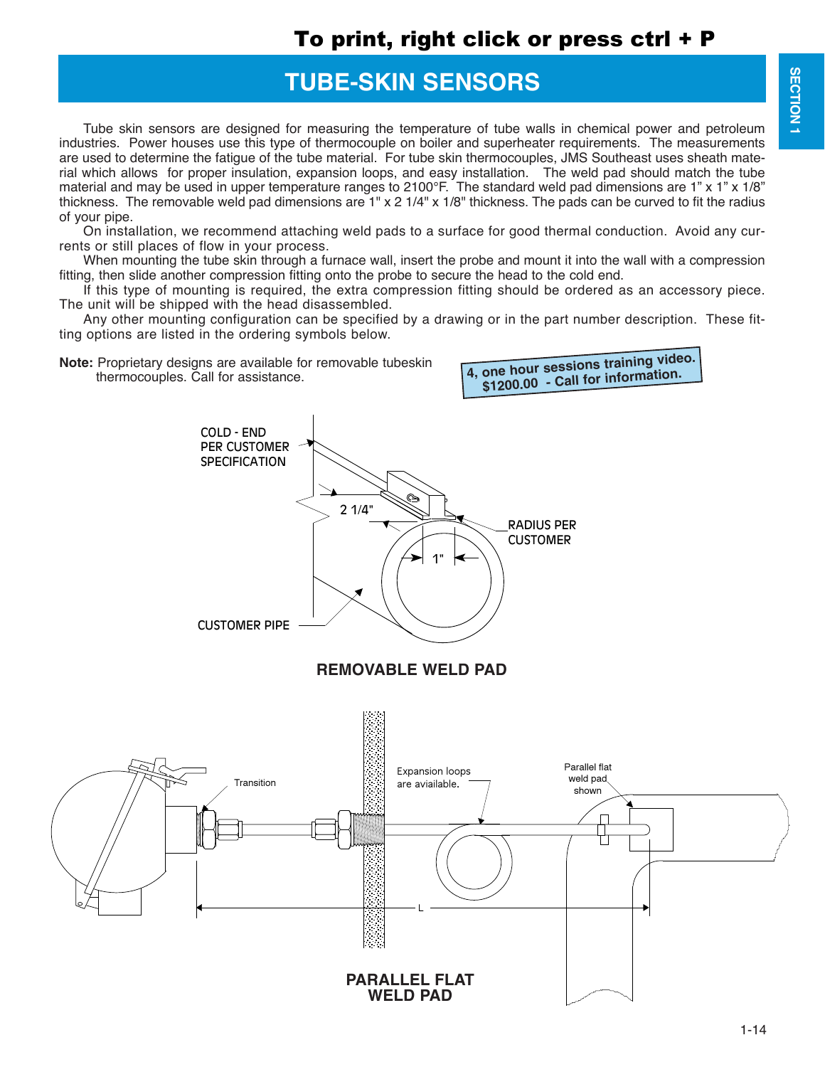To print, right click or press ctrl + P

# TUBE-SKIN SENSORS

Tube skin sensors are designed for measuring the temperature of tube walls in chemical power and petroleum industries. Power houses use this type of thermocouple on boiler and superheater requirements. The measurements are used to determine the fatigue of the tube material. For tube skin thermocouples, JMS Southeast uses sheath material which allows for proper insulation, expansion loops, and easy installation. The weld pad should match the tube material and may be used in upper temperature ranges to 2100°F. The standard weld pad dimensions are 1" x 1" x 1/8" thickness. The removable weld pad dimensions are 1" x 2 1/4" x 1/8" thickness. The pads can be curved to fit the radius of your pipe.

On installation, we recommend attaching weld pads to a surface for good thermal conduction. Avoid any currents or still places of flow in your process.

When mounting the tube skin through a furnace wall, insert the probe and mount it into the wall with a compression fitting, then slide another compression fitting onto the probe to secure the head to the cold end.

If this type of mounting is required, the extra compression fitting should be ordered as an accessory piece. The unit will be shipped with the head disassembled.

Any other mounting configuration can be specified by a drawing or in the part number description. These fitting options are listed in the ordering symbols below.

**Note:** Proprietary designs are available for removable tubeskin thermocouples. Call for assistance.

**4, one hour sessions training video. $1200.00 - Call for information.**

COLD - END PER CUSTOMER SPECIFICATION

2 1/4"

RADIUS PER CUSTOMER

1"

CUSTOMER PIPE

**REMOVABLE WELD PAD**

Transition

Expansion loops are aviailable.

Parallel flat weld pad shown

L

**PARALLEL FLAT WELD PAD**